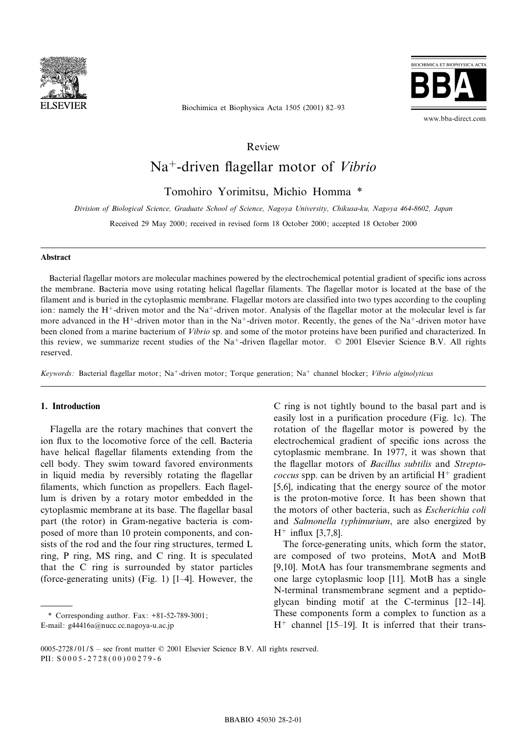Review

# $Na^+$-driven flagellar motor of *Vibrio*

Tomohiro Yorimitsu, Michio Homma *

*Division of Biological Science, Graduate School of Science, Nagoya University, Chikusa-ku, Nagoya 464-8602, Japan*

Received 29 May 2000; received in revised form 18 October 2000; accepted 18 October 2000

## Abstract

Bacterial flagellar motors are molecular machines powered by the electrochemical potential gradient of specific ions across the membrane. Bacteria move using rotating helical flagellar filaments. The flagellar motor is located at the base of the filament and is buried in the cytoplasmic membrane. Flagellar motors are classified into two types according to the coupling ion: namely the $H^+$-driven motor and the $Na^+$-driven motor. Analysis of the flagellar motor at the molecular level is far more advanced in the $H^+$-driven motor than in the $Na^+$-driven motor. Recently, the genes of the $Na^+$-driven motor have been cloned from a marine bacterium of *Vibrio* sp. and some of the motor proteins have been purified and characterized. In this review, we summarize recent studies of the $Na^+$-driven flagellar motor. © 2001 Elsevier Science B.V. All rights reserved.

*Keywords:* Bacterial flagellar motor; $Na^+$-driven motor; Torque generation; $Na^+$ channel blocker; *Vibrio alginolyticus*

## 1. Introduction

Flagella are the rotary machines that convert the ion flux to the locomotive force of the cell. Bacteria have helical flagellar filaments extending from the cell body. They swim toward favored environments in liquid media by reversibly rotating the flagellar filaments, which function as propellers. Each flagellum is driven by a rotary motor embedded in the cytoplasmic membrane at its base. The flagellar basal part (the rotor) in Gram-negative bacteria is composed of more than 10 protein components, and consists of the rod and the four ring structures, termed L ring, P ring, MS ring, and C ring. It is speculated that the C ring is surrounded by stator particles (force-generating units) (Fig. 1) [1–4]. However, the C ring is not tightly bound to the basal part and is easily lost in a purification procedure (Fig. 1c). The rotation of the flagellar motor is powered by the electrochemical gradient of specific ions across the cytoplasmic membrane. In 1977, it was shown that the flagellar motors of *Bacillus subtilis* and *Streptococcus* spp. can be driven by an artificial $H^+$ gradient [5,6], indicating that the energy source of the motor is the proton-motive force. It has been shown that the motors of other bacteria, such as *Escherichia coli* and *Salmonella typhimurium*, are also energized by $H^+$ influx [3,7,8].

The force-generating units, which form the stator, are composed of two proteins, MotA and MotB [9,10]. MotA has four transmembrane segments and one large cytoplasmic loop [11]. MotB has a single N-terminal transmembrane segment and a peptidoglycan binding motif at the C-terminus [12–14]. These components form a complex to function as a $H^+$ channel [15–19]. It is inferred that their trans-

* Corresponding author. Fax: +81-52-789-3001; E-mail: g44416a@nucc.cc.nagoya-u.ac.jp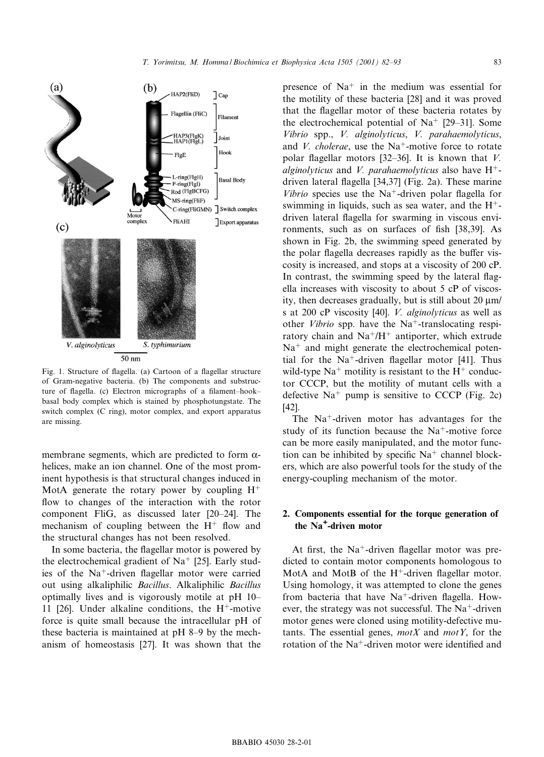Fig. 1. Structure of flagella. (a) Cartoon of a flagellar structure of Gram-negative bacteria. (b) The components and substructure of flagella. (c) Electron micrographs of a filament–hook–basal body complex which is stained by phosphotungstate. The switch complex (C ring), motor complex, and export apparatus are missing.

membrane segments, which are predicted to form α-helices, make an ion channel. One of the most prominent hypothesis is that structural changes induced in MotA generate the rotary power by coupling $H^+$ flow to changes of the interaction with the rotor component FliG, as discussed later [20–24]. The mechanism of coupling between the $H^+$ flow and the structural changes has not been resolved.

In some bacteria, the flagellar motor is powered by the electrochemical gradient of $Na^+$ [25]. Early studies of the $Na^+$-driven flagellar motor were carried out using alkaliphilic *Bacillus*. Alkaliphilic *Bacillus* optimally lives and is vigorously motile at pH 10–11 [26]. Under alkaline conditions, the $H^+$-motive force is quite small because the intracellular pH of these bacteria is maintained at pH 8–9 by the mechanism of homeostasis [27]. It was shown that the presence of $Na^+$ in the medium was essential for the motility of these bacteria [28] and it was proved that the flagellar motor of these bacteria rotates by the electrochemical potential of $Na^+$ [29–31]. Some *Vibrio* spp., *V. alginolyticus*, *V. parahaemolyticus*, and *V. cholerae*, use the $Na^+$-motive force to rotate polar flagellar motors [32–36]. It is known that *V. alginolyticus* and *V. parahaemolyticus* also have $H^+$-driven lateral flagella [34,37] (Fig. 2a). These marine *Vibrio* species use the $Na^+$-driven polar flagella for swimming in liquids, such as sea water, and the $H^+$-driven lateral flagella for swarming in viscous environments, such as on surfaces of fish [38,39]. As shown in Fig. 2b, the swimming speed generated by the polar flagella decreases rapidly as the buffer viscosity is increased, and stops at a viscosity of 200 cP. In contrast, the swimming speed by the lateral flagella increases with viscosity to about 5 cP of viscosity, then decreases gradually, but is still about 20 μm/s at 200 cP viscosity [40]. *V. alginolyticus* as well as other *Vibrio* spp. have the $Na^+$-translocating respiratory chain and $Na^+$/$H^+$ antiporter, which extrude $Na^+$ and might generate the electrochemical potential for the $Na^+$-driven flagellar motor [41]. Thus wild-type $Na^+$ motility is resistant to the $H^+$ conductor CCCP, but the motility of mutant cells with a defective $Na^+$ pump is sensitive to CCCP (Fig. 2c) [42].

The $Na^+$-driven motor has advantages for the study of its function because the $Na^+$-motive force can be more easily manipulated, and the motor function can be inhibited by specific $Na^+$ channel blockers, which are also powerful tools for the study of the energy-coupling mechanism of the motor.

## 2. Components essential for the torque generation of the $Na^+$-driven motor

At first, the $Na^+$-driven flagellar motor was predicted to contain motor components homologous to MotA and MotB of the $H^+$-driven flagellar motor. Using homology, it was attempted to clone the genes from bacteria that have $Na^+$-driven flagella. However, the strategy was not successful. The $Na^+$-driven motor genes were cloned using motility-defective mutants. The essential genes, *motX* and *motY*, for the rotation of the $Na^+$-driven motor were identified and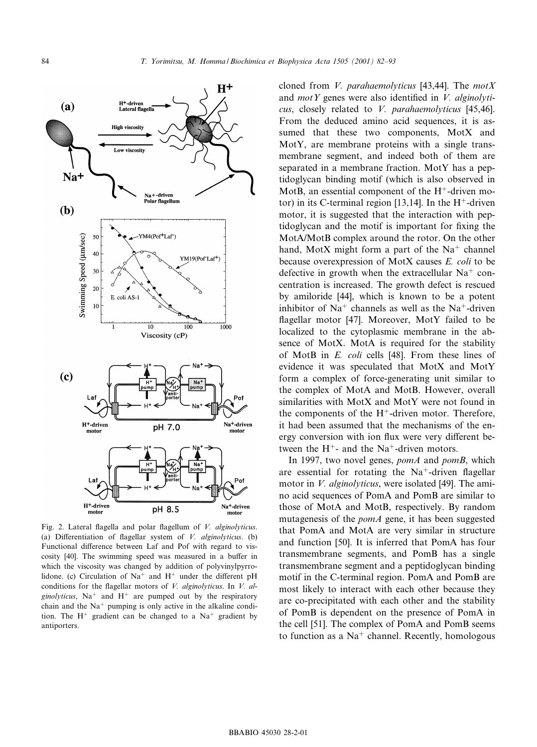Fig. 2. Lateral flagella and polar flagellum of *V. alginolyticus*. (a) Differentiation of flagellar system of *V. alginolyticus*. (b) Functional difference between Laf and Pof with regard to viscosity [40]. The swimming speed was measured in a buffer in which the viscosity was changed by addition of polyvinylpyrrolidone. (c) Circulation of $Na^+$ and $H^+$ under the different pH conditions for the flagellar motors of *V. alginolyticus*. In *V. alginolyticus*, $Na^+$ and $H^+$ are pumped out by the respiratory chain and the $Na^+$ pumping is only active in the alkaline condition. The $H^+$ gradient can be changed to a $Na^+$ gradient by antiporters.

cloned from *V. parahaemolyticus* [43,44]. The *motX* and *motY* genes were also identified in *V. alginolyticus*, closely related to *V. parahaemolyticus* [45,46]. From the deduced amino acid sequences, it is assumed that these two components, MotX and MotY, are membrane proteins with a single transmembrane segment, and indeed both of them are separated in a membrane fraction. MotY has a peptidoglycan binding motif (which is also observed in MotB, an essential component of the $H^+$-driven motor) in its C-terminal region [13,14]. In the $H^+$-driven motor, it is suggested that the interaction with peptidoglycan and the motif is important for fixing the MotA/MotB complex around the rotor. On the other hand, MotX might form a part of the $Na^+$ channel because overexpression of MotX causes *E. coli* to be defective in growth when the extracellular $Na^+$ concentration is increased. The growth defect is rescued by amiloride [44], which is known to be a potent inhibitor of $Na^+$ channels as well as the $Na^+$-driven flagellar motor [47]. Moreover, MotY failed to be localized to the cytoplasmic membrane in the absence of MotX. MotA is required for the stability of MotB in *E. coli* cells [48]. From these lines of evidence it was speculated that MotX and MotY form a complex of force-generating unit similar to the complex of MotA and MotB. However, overall similarities with MotX and MotY were not found in the components of the $H^+$-driven motor. Therefore, it had been assumed that the mechanisms of the energy conversion with ion flux were very different between the $H^+$- and the $Na^+$-driven motors.

In 1997, two novel genes, *pomA* and *pomB*, which are essential for rotating the $Na^+$-driven flagellar motor in *V. alginolyticus*, were isolated [49]. The amino acid sequences of PomA and PomB are similar to those of MotA and MotB, respectively. By random mutagenesis of the *pomA* gene, it has been suggested that PomA and MotA are very similar in structure and function [50]. It is inferred that PomA has four transmembrane segments, and PomB has a single transmembrane segment and a peptidoglycan binding motif in the C-terminal region. PomA and PomB are most likely to interact with each other because they are co-precipitated with each other and the stability of PomB is dependent on the presence of PomA in the cell [51]. The complex of PomA and PomB seems to function as a $Na^+$ channel. Recently, homologous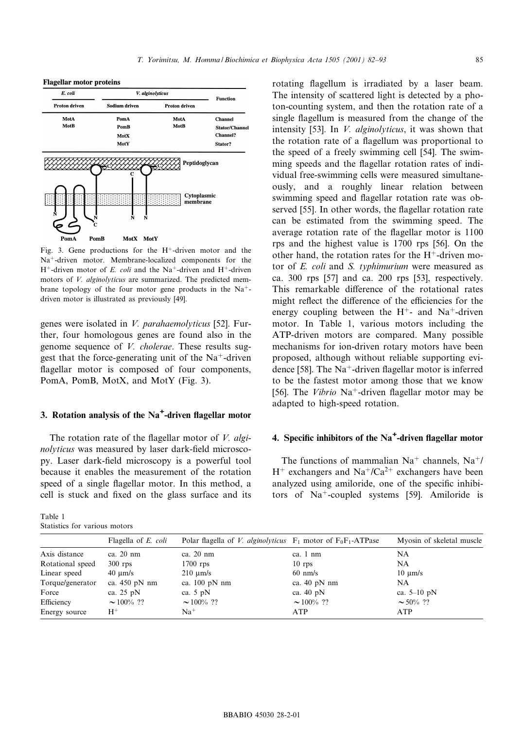**Flagellar motor proteins**

| *E. coli* | *V. alginolyticus* | | Function |
|---|---|---|---|
| Proton driven | Sodium driven | Proton driven | |
| MotA | PomA | MotA | Channel |
| MotB | PomB | MotB | Stator/Channel |
| | MotX | | Channel? |
| | MotY | | Stator? |

Fig. 3. Gene productions for the $H^+$-driven motor and the $Na^+$-driven motor. Membrane-localized components for the $H^+$-driven motor of *E. coli* and the $Na^+$-driven and $H^+$-driven motors of *V. alginolyticus* are summarized. The predicted membrane topology of the four motor gene products in the $Na^+$-driven motor is illustrated as previously [49].

genes were isolated in *V. parahaemolyticus* [52]. Further, four homologous genes are found also in the genome sequence of *V. cholerae*. These results suggest that the force-generating unit of the $Na^+$-driven flagellar motor is composed of four components, PomA, PomB, MotX, and MotY (Fig. 3).

## 3. Rotation analysis of the $Na^+$-driven flagellar motor

The rotation rate of the flagellar motor of *V. alginolyticus* was measured by laser dark-field microscopy. Laser dark-field microscopy is a powerful tool because it enables the measurement of the rotation speed of a single flagellar motor. In this method, a cell is stuck and fixed on the glass surface and its rotating flagellum is irradiated by a laser beam. The intensity of scattered light is detected by a photon-counting system, and then the rotation rate of a single flagellum is measured from the change of the intensity [53]. In *V. alginolyticus*, it was shown that the rotation rate of a flagellum was proportional to the speed of a freely swimming cell [54]. The swimming speeds and the flagellar rotation rates of individual free-swimming cells were measured simultaneously, and a roughly linear relation between swimming speed and flagellar rotation rate was observed [55]. In other words, the flagellar rotation rate can be estimated from the swimming speed. The average rotation rate of the flagellar motor is 1100 rps and the highest value is 1700 rps [56]. On the other hand, the rotation rates for the $H^+$-driven motor of *E. coli* and *S. typhimurium* were measured as ca. 300 rps [57] and ca. 200 rps [53], respectively. This remarkable difference of the rotational rates might reflect the difference of the efficiencies for the energy coupling between the $H^+$- and $Na^+$-driven motor. In Table 1, various motors including the ATP-driven motors are compared. Many possible mechanisms for ion-driven rotary motors have been proposed, although without reliable supporting evidence [58]. The $Na^+$-driven flagellar motor is inferred to be the fastest motor among those that we know [56]. The *Vibrio* $Na^+$-driven flagellar motor may be adapted to high-speed rotation.

## 4. Specific inhibitors of the $Na^+$-driven flagellar motor

The functions of mammalian $Na^+$ channels, $Na^+$/$H^+$ exchangers and $Na^+$/$Ca^{2+}$ exchangers have been analyzed using amiloride, one of the specific inhibitors of $Na^+$-coupled systems [59]. Amiloride is

Table 1
Statistics for various motors

| | Flagella of *E. coli* | Polar flagella of *V. alginolyticus* | $F_1$ motor of $F_0F_1$-ATPase | Myosin of skeletal muscle |
|---|---|---|---|---|
| Axis distance | ca. 20 nm | ca. 20 nm | ca. 1 nm | NA |
| Rotational speed | 300 rps | 1700 rps | 10 rps | NA |
| Linear speed | 40 μm/s | 210 μm/s | 60 nm/s | 10 μm/s |
| Torque/generator | ca. 450 pN nm | ca. 100 pN nm | ca. 40 pN nm | NA |
| Force | ca. 25 pN | ca. 5 pN | ca. 40 pN | ca. 5–10 pN |
| Efficiency | ~100% ?? | ~100% ?? | ~100% ?? | ~50% ?? |
| Energy source | $H^+$ | $Na^+$ | ATP | ATP |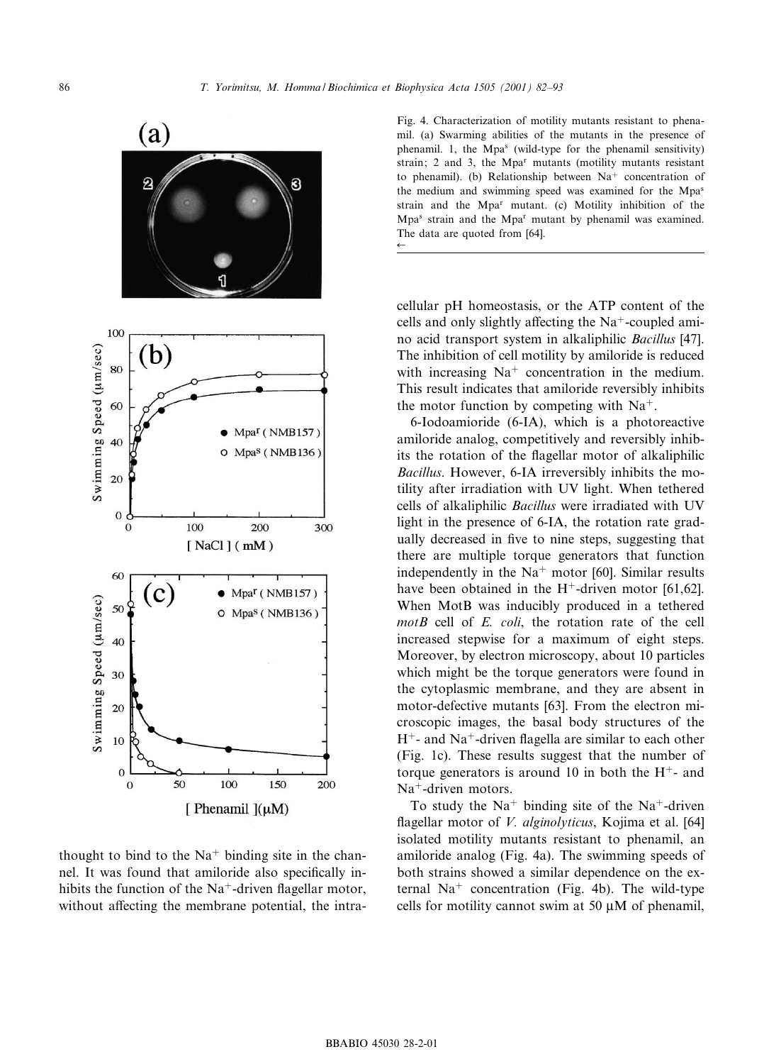Fig. 4. Characterization of motility mutants resistant to phenamil. (a) Swarming abilities of the mutants in the presence of phenamil. 1, the Mpa$^s$ (wild-type for the phenamil sensitivity) strain; 2 and 3, the Mpa$^r$ mutants (motility mutants resistant to phenamil). (b) Relationship between $Na^+$ concentration of the medium and swimming speed was examined for the Mpa$^s$ strain and the Mpa$^r$ mutant. (c) Motility inhibition of the Mpa$^s$ strain and the Mpa$^r$ mutant by phenamil was examined. The data are quoted from [64].

thought to bind to the $Na^+$ binding site in the channel. It was found that amiloride also specifically inhibits the function of the $Na^+$-driven flagellar motor, without affecting the membrane potential, the intracellular pH homeostasis, or the ATP content of the cells and only slightly affecting the $Na^+$-coupled amino acid transport system in alkaliphilic *Bacillus* [47]. The inhibition of cell motility by amiloride is reduced with increasing $Na^+$ concentration in the medium. This result indicates that amiloride reversibly inhibits the motor function by competing with $Na^+$.

6-Iodoamioride (6-IA), which is a photoreactive amiloride analog, competitively and reversibly inhibits the rotation of the flagellar motor of alkaliphilic *Bacillus*. However, 6-IA irreversibly inhibits the motility after irradiation with UV light. When tethered cells of alkaliphilic *Bacillus* were irradiated with UV light in the presence of 6-IA, the rotation rate gradually decreased in five to nine steps, suggesting that there are multiple torque generators that function independently in the $Na^+$ motor [60]. Similar results have been obtained in the $H^+$-driven motor [61,62]. When MotB was inducibly produced in a tethered *motB* cell of *E. coli*, the rotation rate of the cell increased stepwise for a maximum of eight steps. Moreover, by electron microscopy, about 10 particles which might be the torque generators were found in the cytoplasmic membrane, and they are absent in motor-defective mutants [63]. From the electron microscopic images, the basal body structures of the $H^+$- and $Na^+$-driven flagella are similar to each other (Fig. 1c). These results suggest that the number of torque generators is around 10 in both the $H^+$- and $Na^+$-driven motors.

To study the $Na^+$ binding site of the $Na^+$-driven flagellar motor of *V. alginolyticus*, Kojima et al. [64] isolated motility mutants resistant to phenamil, an amiloride analog (Fig. 4a). The swimming speeds of both strains showed a similar dependence on the external $Na^+$ concentration (Fig. 4b). The wild-type cells for motility cannot swim at 50 μM of phenamil,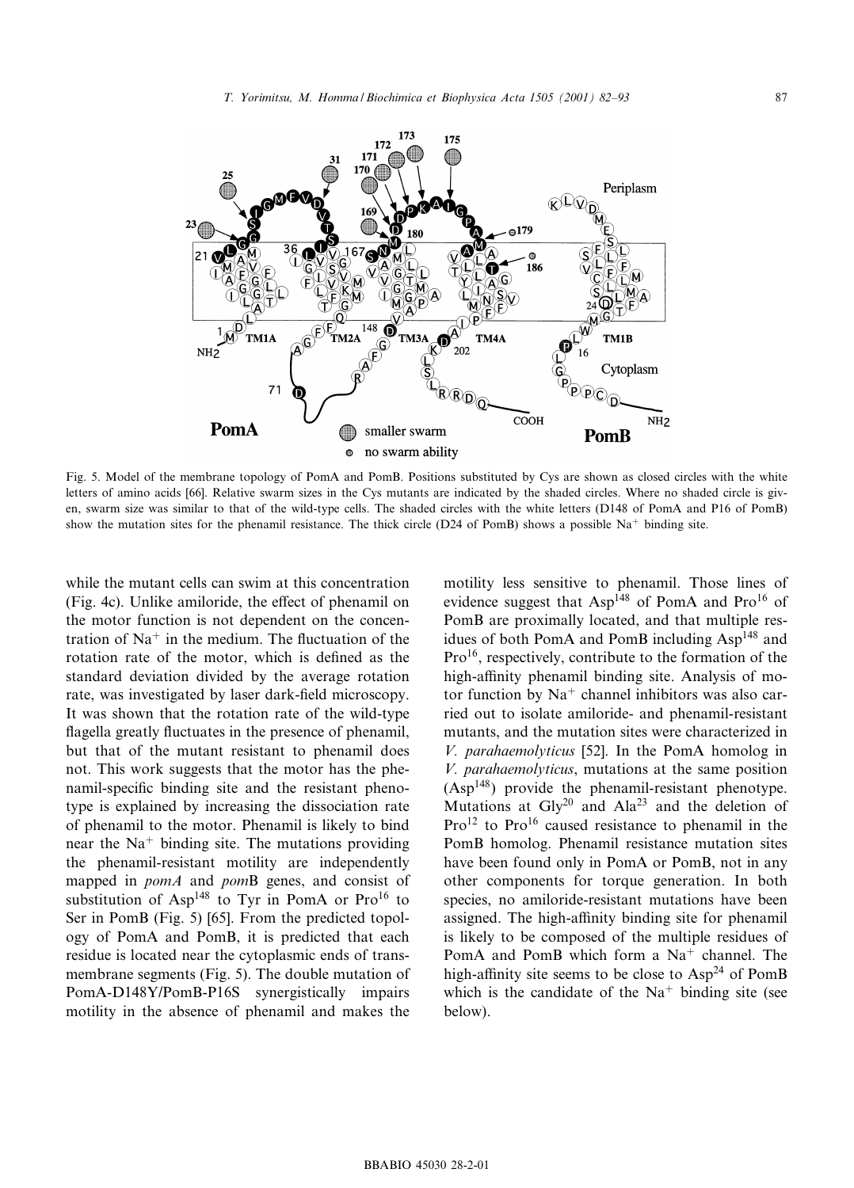Fig. 5. Model of the membrane topology of PomA and PomB. Positions substituted by Cys are shown as closed circles with the white letters of amino acids [66]. Relative swarm sizes in the Cys mutants are indicated by the shaded circles. Where no shaded circle is given, swarm size was similar to that of the wild-type cells. The shaded circles with the white letters (D148 of PomA and P16 of PomB) show the mutation sites for the phenamil resistance. The thick circle (D24 of PomB) shows a possible $Na^+$ binding site.

while the mutant cells can swim at this concentration (Fig. 4c). Unlike amiloride, the effect of phenamil on the motor function is not dependent on the concentration of $Na^+$ in the medium. The fluctuation of the rotation rate of the motor, which is defined as the standard deviation divided by the average rotation rate, was investigated by laser dark-field microscopy. It was shown that the rotation rate of the wild-type flagella greatly fluctuates in the presence of phenamil, but that of the mutant resistant to phenamil does not. This work suggests that the motor has the phenamil-specific binding site and the resistant phenotype is explained by increasing the dissociation rate of phenamil to the motor. Phenamil is likely to bind near the $Na^+$ binding site. The mutations providing the phenamil-resistant motility are independently mapped in *pomA* and *pom*B genes, and consist of substitution of $Asp^{148}$ to Tyr in PomA or $Pro^{16}$ to Ser in PomB (Fig. 5) [65]. From the predicted topology of PomA and PomB, it is predicted that each residue is located near the cytoplasmic ends of transmembrane segments (Fig. 5). The double mutation of PomA-D148Y/PomB-P16S synergistically impairs motility in the absence of phenamil and makes the motility less sensitive to phenamil. Those lines of evidence suggest that $Asp^{148}$ of PomA and $Pro^{16}$ of PomB are proximally located, and that multiple residues of both PomA and PomB including $Asp^{148}$ and $Pro^{16}$, respectively, contribute to the formation of the high-affinity phenamil binding site. Analysis of motor function by $Na^+$ channel inhibitors was also carried out to isolate amiloride- and phenamil-resistant mutants, and the mutation sites were characterized in *V. parahaemolyticus* [52]. In the PomA homolog in *V. parahaemolyticus*, mutations at the same position ($Asp^{148}$) provide the phenamil-resistant phenotype. Mutations at $Gly^{20}$ and $Ala^{23}$ and the deletion of $Pro^{12}$ to $Pro^{16}$ caused resistance to phenamil in the PomB homolog. Phenamil resistance mutation sites have been found only in PomA or PomB, not in any other components for torque generation. In both species, no amiloride-resistant mutations have been assigned. The high-affinity binding site for phenamil is likely to be composed of the multiple residues of PomA and PomB which form a $Na^+$ channel. The high-affinity site seems to be close to $Asp^{24}$ of PomB which is the candidate of the $Na^+$ binding site (see below).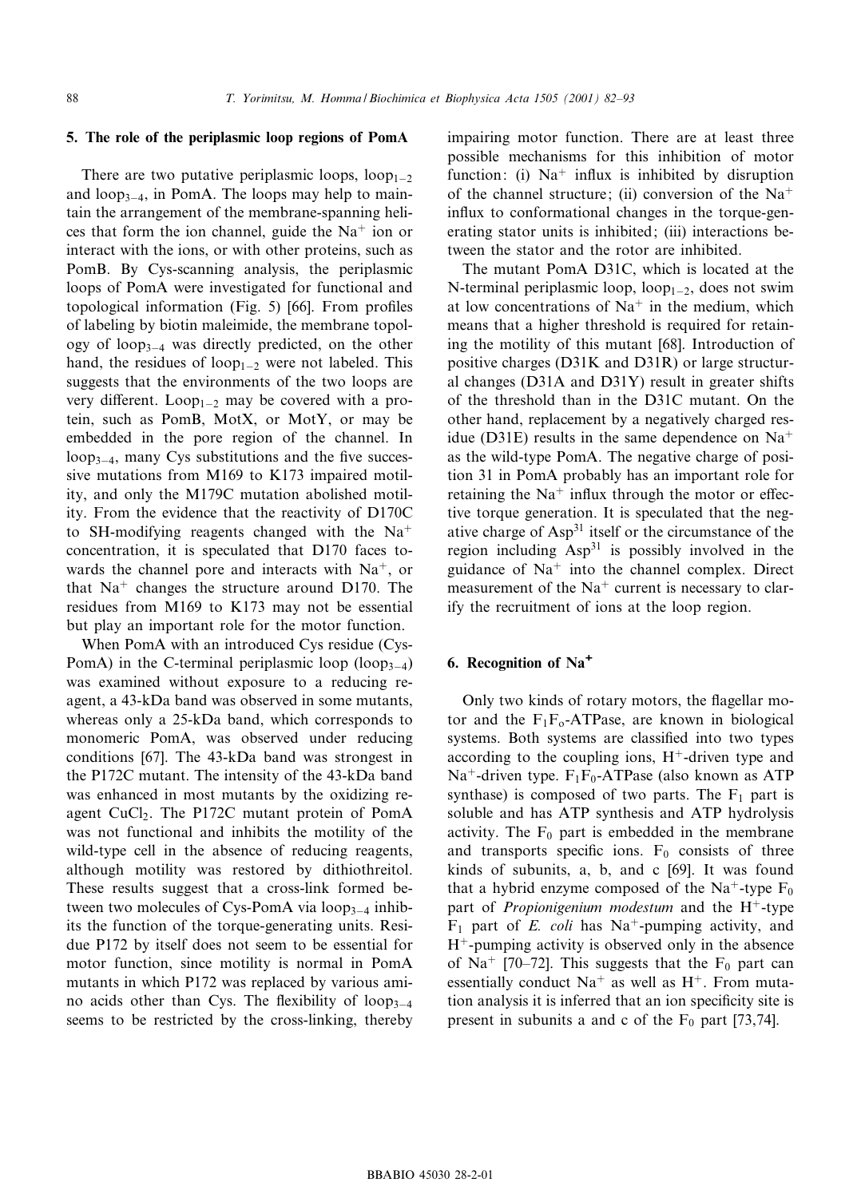## 5. The role of the periplasmic loop regions of PomA

There are two putative periplasmic loops, $loop_{1-2}$ and $loop_{3-4}$, in PomA. The loops may help to maintain the arrangement of the membrane-spanning helices that form the ion channel, guide the $Na^+$ ion or interact with the ions, or with other proteins, such as PomB. By Cys-scanning analysis, the periplasmic loops of PomA were investigated for functional and topological information (Fig. 5) [66]. From profiles of labeling by biotin maleimide, the membrane topology of $loop_{3-4}$ was directly predicted, on the other hand, the residues of $loop_{1-2}$ were not labeled. This suggests that the environments of the two loops are very different. $Loop_{1-2}$ may be covered with a protein, such as PomB, MotX, or MotY, or may be embedded in the pore region of the channel. In $loop_{3-4}$, many Cys substitutions and the five successive mutations from M169 to K173 impaired motility, and only the M179C mutation abolished motility. From the evidence that the reactivity of D170C to SH-modifying reagents changed with the $Na^+$ concentration, it is speculated that D170 faces towards the channel pore and interacts with $Na^+$, or that $Na^+$ changes the structure around D170. The residues from M169 to K173 may not be essential but play an important role for the motor function.

When PomA with an introduced Cys residue (Cys-PomA) in the C-terminal periplasmic loop ($loop_{3-4}$) was examined without exposure to a reducing reagent, a 43-kDa band was observed in some mutants, whereas only a 25-kDa band, which corresponds to monomeric PomA, was observed under reducing conditions [67]. The 43-kDa band was strongest in the P172C mutant. The intensity of the 43-kDa band was enhanced in most mutants by the oxidizing reagent $CuCl_2$. The P172C mutant protein of PomA was not functional and inhibits the motility of the wild-type cell in the absence of reducing reagents, although motility was restored by dithiothreitol. These results suggest that a cross-link formed between two molecules of Cys-PomA via $loop_{3-4}$ inhibits the function of the torque-generating units. Residue P172 by itself does not seem to be essential for motor function, since motility is normal in PomA mutants in which P172 was replaced by various amino acids other than Cys. The flexibility of $loop_{3-4}$ seems to be restricted by the cross-linking, thereby impairing motor function. There are at least three possible mechanisms for this inhibition of motor function: (i) $Na^+$ influx is inhibited by disruption of the channel structure; (ii) conversion of the $Na^+$ influx to conformational changes in the torque-generating stator units is inhibited; (iii) interactions between the stator and the rotor are inhibited.

The mutant PomA D31C, which is located at the N-terminal periplasmic loop, $loop_{1-2}$, does not swim at low concentrations of $Na^+$ in the medium, which means that a higher threshold is required for retaining the motility of this mutant [68]. Introduction of positive charges (D31K and D31R) or large structural changes (D31A and D31Y) result in greater shifts of the threshold than in the D31C mutant. On the other hand, replacement by a negatively charged residue (D31E) results in the same dependence on $Na^+$ as the wild-type PomA. The negative charge of position 31 in PomA probably has an important role for retaining the $Na^+$ influx through the motor or effective torque generation. It is speculated that the negative charge of $Asp^{31}$ itself or the circumstance of the region including $Asp^{31}$ is possibly involved in the guidance of $Na^+$ into the channel complex. Direct measurement of the $Na^+$ current is necessary to clarify the recruitment of ions at the loop region.

## 6. Recognition of $Na^+$

Only two kinds of rotary motors, the flagellar motor and the $F_1F_o$-ATPase, are known in biological systems. Both systems are classified into two types according to the coupling ions, $H^+$-driven type and $Na^+$-driven type. $F_1F_0$-ATPase (also known as ATP synthase) is composed of two parts. The $F_1$ part is soluble and has ATP synthesis and ATP hydrolysis activity. The $F_0$ part is embedded in the membrane and transports specific ions. $F_0$ consists of three kinds of subunits, a, b, and c [69]. It was found that a hybrid enzyme composed of the $Na^+$-type $F_0$ part of *Propionigenium modestum* and the $H^+$-type $F_1$ part of *E. coli* has $Na^+$-pumping activity, and $H^+$-pumping activity is observed only in the absence of $Na^+$ [70–72]. This suggests that the $F_0$ part can essentially conduct $Na^+$ as well as $H^+$. From mutation analysis it is inferred that an ion specificity site is present in subunits a and c of the $F_0$ part [73,74].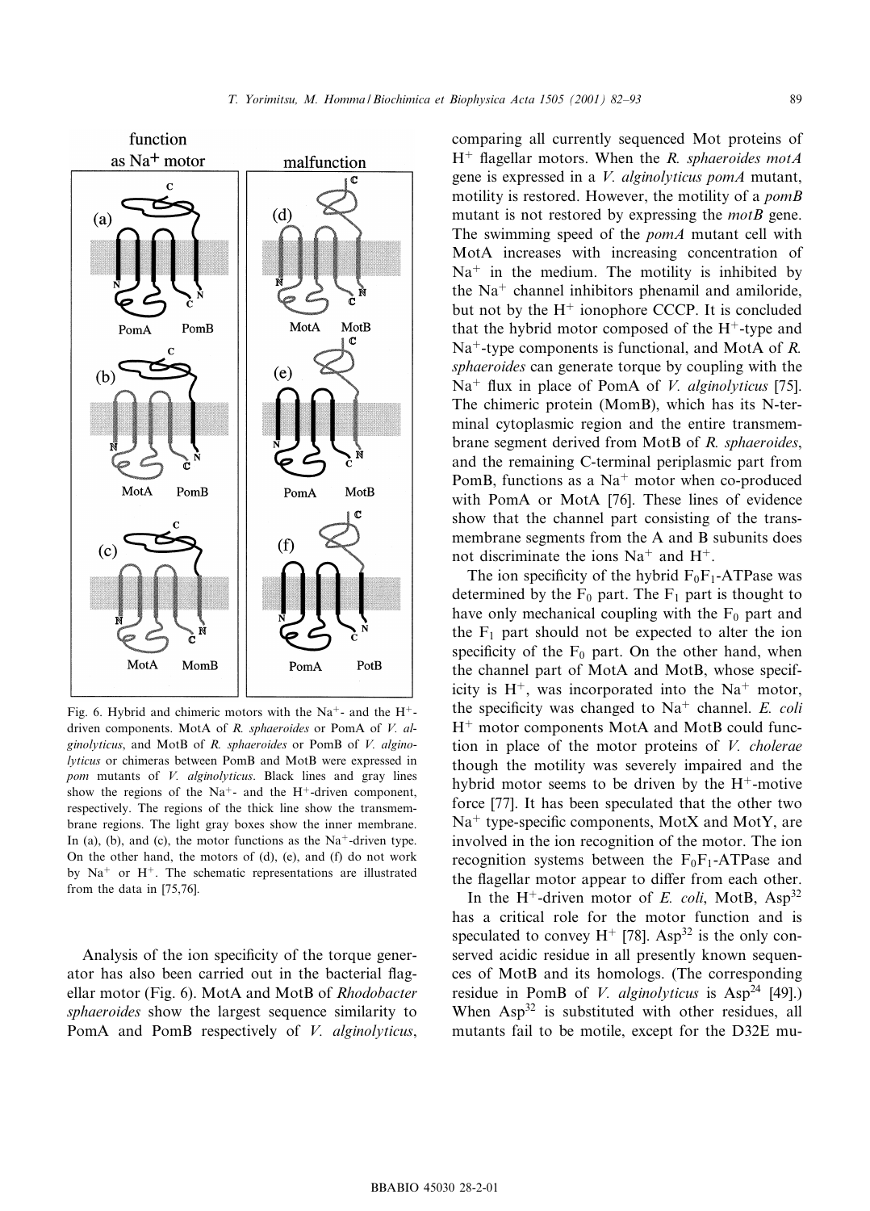Fig. 6. Hybrid and chimeric motors with the $Na^+$- and the $H^+$-driven components. MotA of *R. sphaeroides* or PomA of *V. alginolyticus*, and MotB of *R. sphaeroides* or PomB of *V. alginolyticus* or chimeras between PomB and MotB were expressed in *pom* mutants of *V. alginolyticus*. Black lines and gray lines show the regions of the $Na^+$- and the $H^+$-driven component, respectively. The regions of the thick line show the transmembrane regions. The light gray boxes show the inner membrane. In (a), (b), and (c), the motor functions as the $Na^+$-driven type. On the other hand, the motors of (d), (e), and (f) do not work by $Na^+$ or $H^+$. The schematic representations are illustrated from the data in [75,76].

Analysis of the ion specificity of the torque generator has also been carried out in the bacterial flagellar motor (Fig. 6). MotA and MotB of *Rhodobacter sphaeroides* show the largest sequence similarity to PomA and PomB respectively of *V. alginolyticus*, comparing all currently sequenced Mot proteins of $H^+$ flagellar motors. When the *R. sphaeroides motA* gene is expressed in a *V. alginolyticus pomA* mutant, motility is restored. However, the motility of a *pomB* mutant is not restored by expressing the *motB* gene. The swimming speed of the *pomA* mutant cell with MotA increases with increasing concentration of $Na^+$ in the medium. The motility is inhibited by the $Na^+$ channel inhibitors phenamil and amiloride, but not by the $H^+$ ionophore CCCP. It is concluded that the hybrid motor composed of the $H^+$-type and $Na^+$-type components is functional, and MotA of *R. sphaeroides* can generate torque by coupling with the $Na^+$ flux in place of PomA of *V. alginolyticus* [75]. The chimeric protein (MomB), which has its N-terminal cytoplasmic region and the entire transmembrane segment derived from MotB of *R. sphaeroides*, and the remaining C-terminal periplasmic part from PomB, functions as a $Na^+$ motor when co-produced with PomA or MotA [76]. These lines of evidence show that the channel part consisting of the transmembrane segments from the A and B subunits does not discriminate the ions $Na^+$ and $H^+$.

The ion specificity of the hybrid $F_0F_1$-ATPase was determined by the $F_0$ part. The $F_1$ part is thought to have only mechanical coupling with the $F_0$ part and the $F_1$ part should not be expected to alter the ion specificity of the $F_0$ part. On the other hand, when the channel part of MotA and MotB, whose specificity is $H^+$, was incorporated into the $Na^+$ motor, the specificity was changed to $Na^+$ channel. *E. coli* $H^+$ motor components MotA and MotB could function in place of the motor proteins of *V. cholerae* though the motility was severely impaired and the hybrid motor seems to be driven by the $H^+$-motive force [77]. It has been speculated that the other two $Na^+$ type-specific components, MotX and MotY, are involved in the ion recognition of the motor. The ion recognition systems between the $F_0F_1$-ATPase and the flagellar motor appear to differ from each other.

In the $H^+$-driven motor of *E. coli*, MotB, $Asp^{32}$ has a critical role for the motor function and is speculated to convey $H^+$ [78]. $Asp^{32}$ is the only conserved acidic residue in all presently known sequences of MotB and its homologs. (The corresponding residue in PomB of *V. alginolyticus* is $Asp^{24}$ [49].) When $Asp^{32}$ is substituted with other residues, all mutants fail to be motile, except for the D32E mu-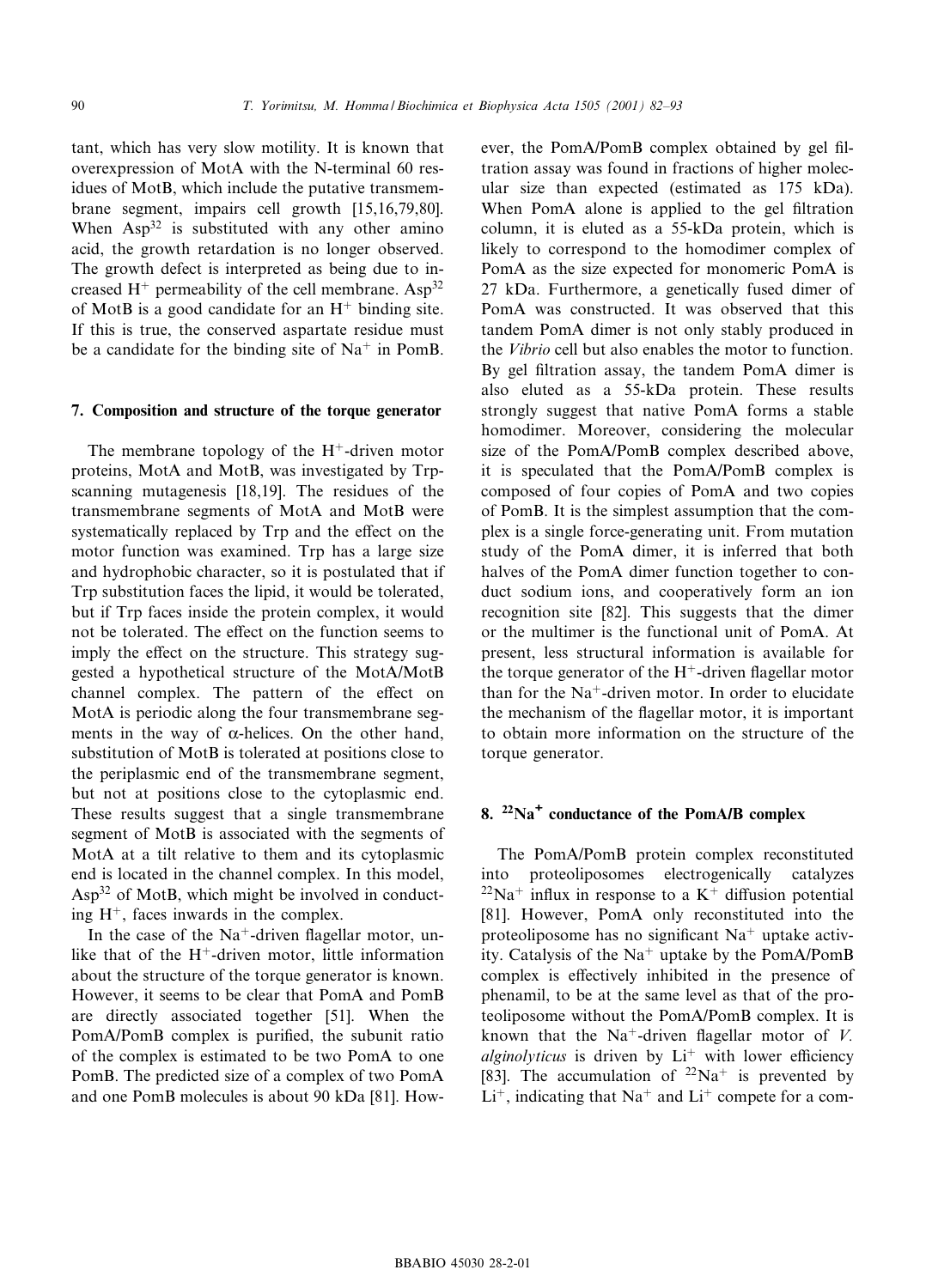tant, which has very slow motility. It is known that overexpression of MotA with the N-terminal 60 residues of MotB, which include the putative transmembrane segment, impairs cell growth [15,16,79,80]. When $Asp^{32}$ is substituted with any other amino acid, the growth retardation is no longer observed. The growth defect is interpreted as being due to increased $H^+$ permeability of the cell membrane. $Asp^{32}$ of MotB is a good candidate for an $H^+$ binding site. If this is true, the conserved aspartate residue must be a candidate for the binding site of $Na^+$ in PomB.

## 7. Composition and structure of the torque generator

The membrane topology of the $H^+$-driven motor proteins, MotA and MotB, was investigated by Trp-scanning mutagenesis [18,19]. The residues of the transmembrane segments of MotA and MotB were systematically replaced by Trp and the effect on the motor function was examined. Trp has a large size and hydrophobic character, so it is postulated that if Trp substitution faces the lipid, it would be tolerated, but if Trp faces inside the protein complex, it would not be tolerated. The effect on the function seems to imply the effect on the structure. This strategy suggested a hypothetical structure of the MotA/MotB channel complex. The pattern of the effect on MotA is periodic along the four transmembrane segments in the way of α-helices. On the other hand, substitution of MotB is tolerated at positions close to the periplasmic end of the transmembrane segment, but not at positions close to the cytoplasmic end. These results suggest that a single transmembrane segment of MotB is associated with the segments of MotA at a tilt relative to them and its cytoplasmic end is located in the channel complex. In this model, $Asp^{32}$ of MotB, which might be involved in conducting $H^+$, faces inwards in the complex.

In the case of the $Na^+$-driven flagellar motor, unlike that of the $H^+$-driven motor, little information about the structure of the torque generator is known. However, it seems to be clear that PomA and PomB are directly associated together [51]. When the PomA/PomB complex is purified, the subunit ratio of the complex is estimated to be two PomA to one PomB. The predicted size of a complex of two PomA and one PomB molecules is about 90 kDa [81]. However, the PomA/PomB complex obtained by gel filtration assay was found in fractions of higher molecular size than expected (estimated as 175 kDa). When PomA alone is applied to the gel filtration column, it is eluted as a 55-kDa protein, which is likely to correspond to the homodimer complex of PomA as the size expected for monomeric PomA is 27 kDa. Furthermore, a genetically fused dimer of PomA was constructed. It was observed that this tandem PomA dimer is not only stably produced in the *Vibrio* cell but also enables the motor to function. By gel filtration assay, the tandem PomA dimer is also eluted as a 55-kDa protein. These results strongly suggest that native PomA forms a stable homodimer. Moreover, considering the molecular size of the PomA/PomB complex described above, it is speculated that the PomA/PomB complex is composed of four copies of PomA and two copies of PomB. It is the simplest assumption that the complex is a single force-generating unit. From mutation study of the PomA dimer, it is inferred that both halves of the PomA dimer function together to conduct sodium ions, and cooperatively form an ion recognition site [82]. This suggests that the dimer or the multimer is the functional unit of PomA. At present, less structural information is available for the torque generator of the $H^+$-driven flagellar motor than for the $Na^+$-driven motor. In order to elucidate the mechanism of the flagellar motor, it is important to obtain more information on the structure of the torque generator.

## 8. $^{22}Na^+$ conductance of the PomA/B complex

The PomA/PomB protein complex reconstituted into proteoliposomes electrogenically catalyzes $^{22}Na^+$ influx in response to a $K^+$ diffusion potential [81]. However, PomA only reconstituted into the proteoliposome has no significant $Na^+$ uptake activity. Catalysis of the $Na^+$ uptake by the PomA/PomB complex is effectively inhibited in the presence of phenamil, to be at the same level as that of the proteoliposome without the PomA/PomB complex. It is known that the $Na^+$-driven flagellar motor of *V. alginolyticus* is driven by $Li^+$ with lower efficiency [83]. The accumulation of $^{22}Na^+$ is prevented by $Li^+$, indicating that $Na^+$ and $Li^+$ compete for a com-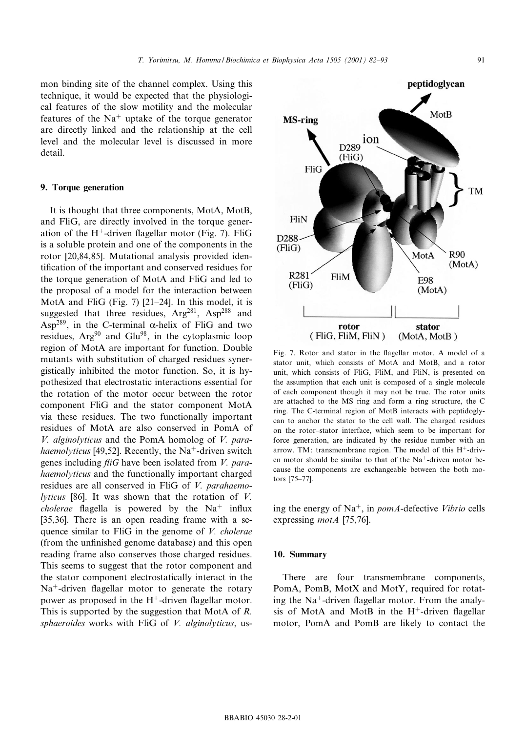mon binding site of the channel complex. Using this technique, it would be expected that the physiological features of the slow motility and the molecular features of the $Na^+$ uptake of the torque generator are directly linked and the relationship at the cell level and the molecular level is discussed in more detail.

## 9. Torque generation

It is thought that three components, MotA, MotB, and FliG, are directly involved in the torque generation of the $H^+$-driven flagellar motor (Fig. 7). FliG is a soluble protein and one of the components in the rotor [20,84,85]. Mutational analysis provided identification of the important and conserved residues for the torque generation of MotA and FliG and led to the proposal of a model for the interaction between MotA and FliG (Fig. 7) [21–24]. In this model, it is suggested that three residues, $Arg^{281}$, $Asp^{288}$ and $Asp^{289}$, in the C-terminal α-helix of FliG and two residues, $Arg^{90}$ and $Glu^{98}$, in the cytoplasmic loop region of MotA are important for function. Double mutants with substitution of charged residues synergistically inhibited the motor function. So, it is hypothesized that electrostatic interactions essential for the rotation of the motor occur between the rotor component FliG and the stator component MotA via these residues. The two functionally important residues of MotA are also conserved in PomA of *V. alginolyticus* and the PomA homolog of *V. parahaemolyticus* [49,52]. Recently, the $Na^+$-driven switch genes including *fliG* have been isolated from *V. parahaemolyticus* and the functionally important charged residues are all conserved in FliG of *V. parahaemolyticus* [86]. It was shown that the rotation of *V. cholerae* flagella is powered by the $Na^+$ influx [35,36]. There is an open reading frame with a sequence similar to FliG in the genome of *V. cholerae* (from the unfinished genome database) and this open reading frame also conserves those charged residues. This seems to suggest that the rotor component and the stator component electrostatically interact in the $Na^+$-driven flagellar motor to generate the rotary power as proposed in the $H^+$-driven flagellar motor. This is supported by the suggestion that MotA of *R. sphaeroides* works with FliG of *V. alginolyticus*, using the energy of $Na^+$, in *pomA*-defective *Vibrio* cells expressing *motA* [75,76].

Fig. 7. Rotor and stator in the flagellar motor. A model of a stator unit, which consists of MotA and MotB, and a rotor unit, which consists of FliG, FliM, and FliN, is presented on the assumption that each unit is composed of a single molecule of each component though it may not be true. The rotor units are attached to the MS ring and form a ring structure, the C ring. The C-terminal region of MotB interacts with peptidoglycan to anchor the stator to the cell wall. The charged residues on the rotor–stator interface, which seem to be important for force generation, are indicated by the residue number with an arrow. TM: transmembrane region. The model of this $H^+$-driven motor should be similar to that of the $Na^+$-driven motor because the components are exchangeable between the both motors [75–77].

## 10. Summary

There are four transmembrane components, PomA, PomB, MotX and MotY, required for rotating the $Na^+$-driven flagellar motor. From the analysis of MotA and MotB in the $H^+$-driven flagellar motor, PomA and PomB are likely to contact the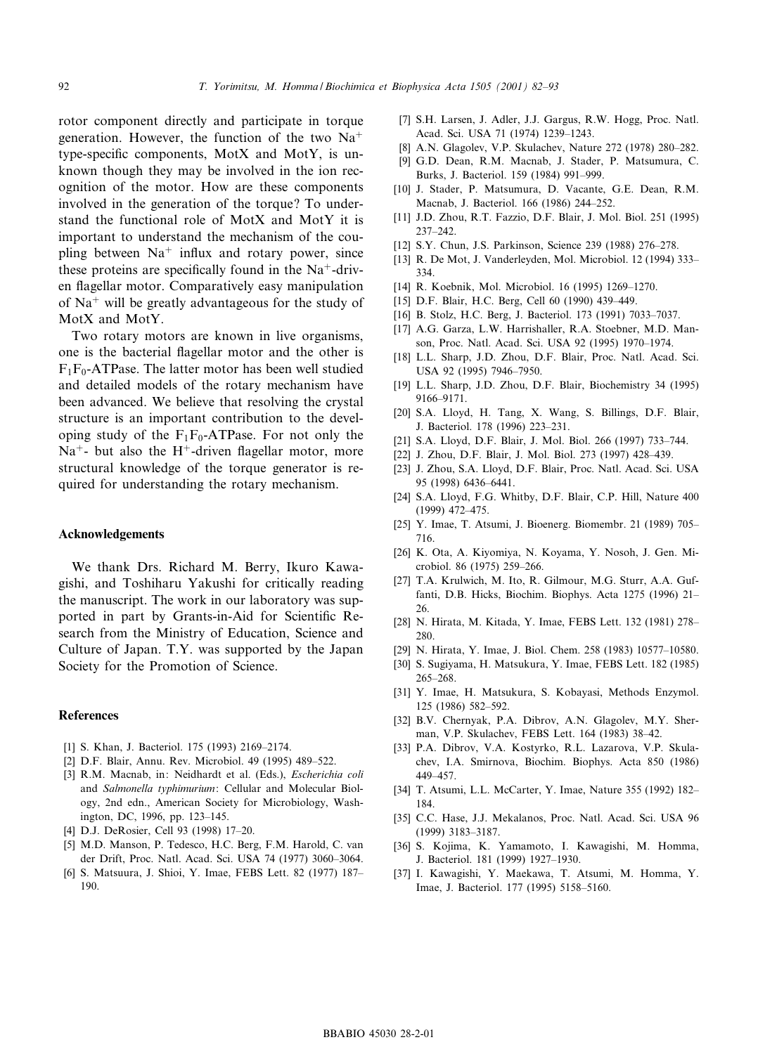rotor component directly and participate in torque generation. However, the function of the two $Na^+$ type-specific components, MotX and MotY, is unknown though they may be involved in the ion recognition of the motor. How are these components involved in the generation of the torque? To understand the functional role of MotX and MotY it is important to understand the mechanism of the coupling between $Na^+$ influx and rotary power, since these proteins are specifically found in the $Na^+$-driven flagellar motor. Comparatively easy manipulation of $Na^+$ will be greatly advantageous for the study of MotX and MotY.

Two rotary motors are known in live organisms, one is the bacterial flagellar motor and the other is $F_1F_0$-ATPase. The latter motor has been well studied and detailed models of the rotary mechanism have been advanced. We believe that resolving the crystal structure is an important contribution to the developing study of the $F_1F_0$-ATPase. For not only the $Na^+$- but also the $H^+$-driven flagellar motor, more structural knowledge of the torque generator is required for understanding the rotary mechanism.

## Acknowledgements

We thank Drs. Richard M. Berry, Ikuro Kawagishi, and Toshiharu Yakushi for critically reading the manuscript. The work in our laboratory was supported in part by Grants-in-Aid for Scientific Research from the Ministry of Education, Science and Culture of Japan. T.Y. was supported by the Japan Society for the Promotion of Science.

## References

[1] S. Khan, J. Bacteriol. 175 (1993) 2169–2174.

[2] D.F. Blair, Annu. Rev. Microbiol. 49 (1995) 489–522.

[3] R.M. Macnab, in: Neidhardt et al. (Eds.), *Escherichia coli* and *Salmonella typhimurium*: Cellular and Molecular Biology, 2nd edn., American Society for Microbiology, Washington, DC, 1996, pp. 123–145.

[4] D.J. DeRosier, Cell 93 (1998) 17–20.

[5] M.D. Manson, P. Tedesco, H.C. Berg, F.M. Harold, C. van der Drift, Proc. Natl. Acad. Sci. USA 74 (1977) 3060–3064.

[6] S. Matsuura, J. Shioi, Y. Imae, FEBS Lett. 82 (1977) 187–190.

[7] S.H. Larsen, J. Adler, J.J. Gargus, R.W. Hogg, Proc. Natl. Acad. Sci. USA 71 (1974) 1239–1243.

[8] A.N. Glagolev, V.P. Skulachev, Nature 272 (1978) 280–282.

[9] G.D. Dean, R.M. Macnab, J. Stader, P. Matsumura, C. Burks, J. Bacteriol. 159 (1984) 991–999.

[10] J. Stader, P. Matsumura, D. Vacante, G.E. Dean, R.M. Macnab, J. Bacteriol. 166 (1986) 244–252.

[11] J.D. Zhou, R.T. Fazzio, D.F. Blair, J. Mol. Biol. 251 (1995) 237–242.

[12] S.Y. Chun, J.S. Parkinson, Science 239 (1988) 276–278.

[13] R. De Mot, J. Vanderleyden, Mol. Microbiol. 12 (1994) 333–334.

[14] R. Koebnik, Mol. Microbiol. 16 (1995) 1269–1270.

[15] D.F. Blair, H.C. Berg, Cell 60 (1990) 439–449.

[16] B. Stolz, H.C. Berg, J. Bacteriol. 173 (1991) 7033–7037.

[17] A.G. Garza, L.W. Harrishaller, R.A. Stoebner, M.D. Manson, Proc. Natl. Acad. Sci. USA 92 (1995) 1970–1974.

[18] L.L. Sharp, J.D. Zhou, D.F. Blair, Proc. Natl. Acad. Sci. USA 92 (1995) 7946–7950.

[19] L.L. Sharp, J.D. Zhou, D.F. Blair, Biochemistry 34 (1995) 9166–9171.

[20] S.A. Lloyd, H. Tang, X. Wang, S. Billings, D.F. Blair, J. Bacteriol. 178 (1996) 223–231.

[21] S.A. Lloyd, D.F. Blair, J. Mol. Biol. 266 (1997) 733–744.

[22] J. Zhou, D.F. Blair, J. Mol. Biol. 273 (1997) 428–439.

[23] J. Zhou, S.A. Lloyd, D.F. Blair, Proc. Natl. Acad. Sci. USA 95 (1998) 6436–6441.

[24] S.A. Lloyd, F.G. Whitby, D.F. Blair, C.P. Hill, Nature 400 (1999) 472–475.

[25] Y. Imae, T. Atsumi, J. Bioenerg. Biomembr. 21 (1989) 705–716.

[26] K. Ota, A. Kiyomiya, N. Koyama, Y. Nosoh, J. Gen. Microbiol. 86 (1975) 259–266.

[27] T.A. Krulwich, M. Ito, R. Gilmour, M.G. Sturr, A.A. Guffanti, D.B. Hicks, Biochim. Biophys. Acta 1275 (1996) 21–26.

[28] N. Hirata, M. Kitada, Y. Imae, FEBS Lett. 132 (1981) 278–280.

[29] N. Hirata, Y. Imae, J. Biol. Chem. 258 (1983) 10577–10580.

[30] S. Sugiyama, H. Matsukura, Y. Imae, FEBS Lett. 182 (1985) 265–268.

[31] Y. Imae, H. Matsukura, S. Kobayasi, Methods Enzymol. 125 (1986) 582–592.

[32] B.V. Chernyak, P.A. Dibrov, A.N. Glagolev, M.Y. Sherman, V.P. Skulachev, FEBS Lett. 164 (1983) 38–42.

[33] P.A. Dibrov, V.A. Kostyrko, R.L. Lazarova, V.P. Skulachev, I.A. Smirnova, Biochim. Biophys. Acta 850 (1986) 449–457.

[34] T. Atsumi, L.L. McCarter, Y. Imae, Nature 355 (1992) 182–184.

[35] C.C. Hase, J.J. Mekalanos, Proc. Natl. Acad. Sci. USA 96 (1999) 3183–3187.

[36] S. Kojima, K. Yamamoto, I. Kawagishi, M. Homma, J. Bacteriol. 181 (1999) 1927–1930.

[37] I. Kawagishi, Y. Maekawa, T. Atsumi, M. Homma, Y. Imae, J. Bacteriol. 177 (1995) 5158–5160.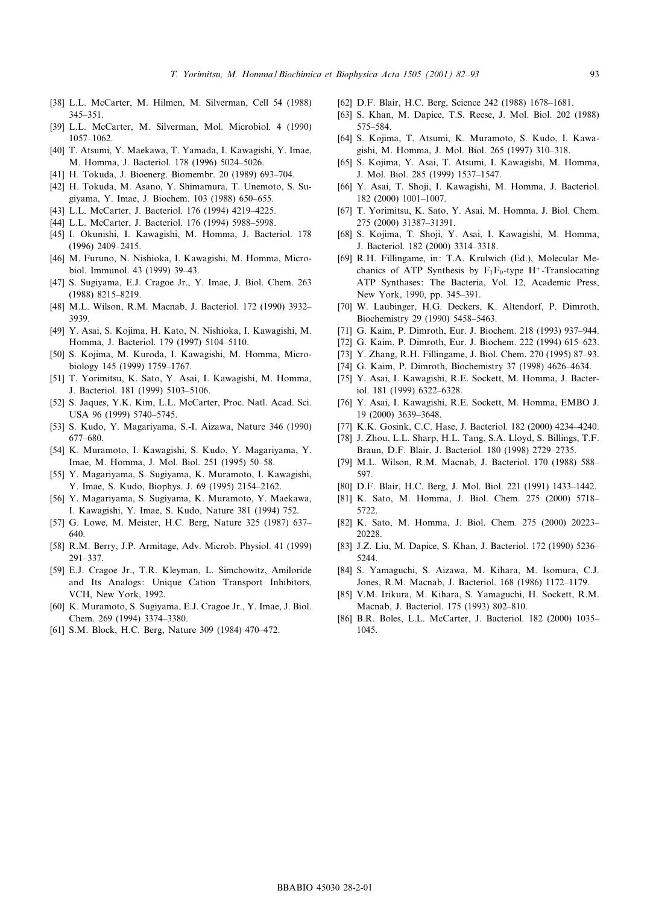[38] L.L. McCarter, M. Hilmen, M. Silverman, Cell 54 (1988) 345–351.

[39] L.L. McCarter, M. Silverman, Mol. Microbiol. 4 (1990) 1057–1062.

[40] T. Atsumi, Y. Maekawa, T. Yamada, I. Kawagishi, Y. Imae, M. Homma, J. Bacteriol. 178 (1996) 5024–5026.

[41] H. Tokuda, J. Bioenerg. Biomembr. 20 (1989) 693–704.

[42] H. Tokuda, M. Asano, Y. Shimamura, T. Unemoto, S. Sugiyama, Y. Imae, J. Biochem. 103 (1988) 650–655.

[43] L.L. McCarter, J. Bacteriol. 176 (1994) 4219–4225.

[44] L.L. McCarter, J. Bacteriol. 176 (1994) 5988–5998.

[45] I. Okunishi, I. Kawagishi, M. Homma, J. Bacteriol. 178 (1996) 2409–2415.

[46] M. Furuno, N. Nishioka, I. Kawagishi, M. Homma, Microbiol. Immunol. 43 (1999) 39–43.

[47] S. Sugiyama, E.J. Cragoe Jr., Y. Imae, J. Biol. Chem. 263 (1988) 8215–8219.

[48] M.L. Wilson, R.M. Macnab, J. Bacteriol. 172 (1990) 3932–3939.

[49] Y. Asai, S. Kojima, H. Kato, N. Nishioka, I. Kawagishi, M. Homma, J. Bacteriol. 179 (1997) 5104–5110.

[50] S. Kojima, M. Kuroda, I. Kawagishi, M. Homma, Microbiology 145 (1999) 1759–1767.

[51] T. Yorimitsu, K. Sato, Y. Asai, I. Kawagishi, M. Homma, J. Bacteriol. 181 (1999) 5103–5106.

[52] S. Jaques, Y.K. Kim, L.L. McCarter, Proc. Natl. Acad. Sci. USA 96 (1999) 5740–5745.

[53] S. Kudo, Y. Magariyama, S.-I. Aizawa, Nature 346 (1990) 677–680.

[54] K. Muramoto, I. Kawagishi, S. Kudo, Y. Magariyama, Y. Imae, M. Homma, J. Mol. Biol. 251 (1995) 50–58.

[55] Y. Magariyama, S. Sugiyama, K. Muramoto, I. Kawagishi, Y. Imae, S. Kudo, Biophys. J. 69 (1995) 2154–2162.

[56] Y. Magariyama, S. Sugiyama, K. Muramoto, Y. Maekawa, I. Kawagishi, Y. Imae, S. Kudo, Nature 381 (1994) 752.

[57] G. Lowe, M. Meister, H.C. Berg, Nature 325 (1987) 637–640.

[58] R.M. Berry, J.P. Armitage, Adv. Microb. Physiol. 41 (1999) 291–337.

[59] E.J. Cragoe Jr., T.R. Kleyman, L. Simchowitz, Amiloride and Its Analogs: Unique Cation Transport Inhibitors, VCH, New York, 1992.

[60] K. Muramoto, S. Sugiyama, E.J. Cragoe Jr., Y. Imae, J. Biol. Chem. 269 (1994) 3374–3380.

[61] S.M. Block, H.C. Berg, Nature 309 (1984) 470–472.

[62] D.F. Blair, H.C. Berg, Science 242 (1988) 1678–1681.

[63] S. Khan, M. Dapice, T.S. Reese, J. Mol. Biol. 202 (1988) 575–584.

[64] S. Kojima, T. Atsumi, K. Muramoto, S. Kudo, I. Kawagishi, M. Homma, J. Mol. Biol. 265 (1997) 310–318.

[65] S. Kojima, Y. Asai, T. Atsumi, I. Kawagishi, M. Homma, J. Mol. Biol. 285 (1999) 1537–1547.

[66] Y. Asai, T. Shoji, I. Kawagishi, M. Homma, J. Bacteriol. 182 (2000) 1001–1007.

[67] T. Yorimitsu, K. Sato, Y. Asai, M. Homma, J. Biol. Chem. 275 (2000) 31387–31391.

[68] S. Kojima, T. Shoji, Y. Asai, I. Kawagishi, M. Homma, J. Bacteriol. 182 (2000) 3314–3318.

[69] R.H. Fillingame, in: T.A. Krulwich (Ed.), Molecular Mechanics of ATP Synthesis by $F_1F_0$-type $H^+$-Translocating ATP Synthases: The Bacteria, Vol. 12, Academic Press, New York, 1990, pp. 345–391.

[70] W. Laubinger, H.G. Deckers, K. Altendorf, P. Dimroth, Biochemistry 29 (1990) 5458–5463.

[71] G. Kaim, P. Dimroth, Eur. J. Biochem. 218 (1993) 937–944.

[72] G. Kaim, P. Dimroth, Eur. J. Biochem. 222 (1994) 615–623.

[73] Y. Zhang, R.H. Fillingame, J. Biol. Chem. 270 (1995) 87–93.

[74] G. Kaim, P. Dimroth, Biochemistry 37 (1998) 4626–4634.

[75] Y. Asai, I. Kawagishi, R.E. Sockett, M. Homma, J. Bacteriol. 181 (1999) 6322–6328.

[76] Y. Asai, I. Kawagishi, R.E. Sockett, M. Homma, EMBO J. 19 (2000) 3639–3648.

[77] K.K. Gosink, C.C. Hase, J. Bacteriol. 182 (2000) 4234–4240.

[78] J. Zhou, L.L. Sharp, H.L. Tang, S.A. Lloyd, S. Billings, T.F. Braun, D.F. Blair, J. Bacteriol. 180 (1998) 2729–2735.

[79] M.L. Wilson, R.M. Macnab, J. Bacteriol. 170 (1988) 588–597.

[80] D.F. Blair, H.C. Berg, J. Mol. Biol. 221 (1991) 1433–1442.

[81] K. Sato, M. Homma, J. Biol. Chem. 275 (2000) 5718–5722.

[82] K. Sato, M. Homma, J. Biol. Chem. 275 (2000) 20223–20228.

[83] J.Z. Liu, M. Dapice, S. Khan, J. Bacteriol. 172 (1990) 5236–5244.

[84] S. Yamaguchi, S. Aizawa, M. Kihara, M. Isomura, C.J. Jones, R.M. Macnab, J. Bacteriol. 168 (1986) 1172–1179.

[85] V.M. Irikura, M. Kihara, S. Yamaguchi, H. Sockett, R.M. Macnab, J. Bacteriol. 175 (1993) 802–810.

[86] B.R. Boles, L.L. McCarter, J. Bacteriol. 182 (2000) 1035–1045.